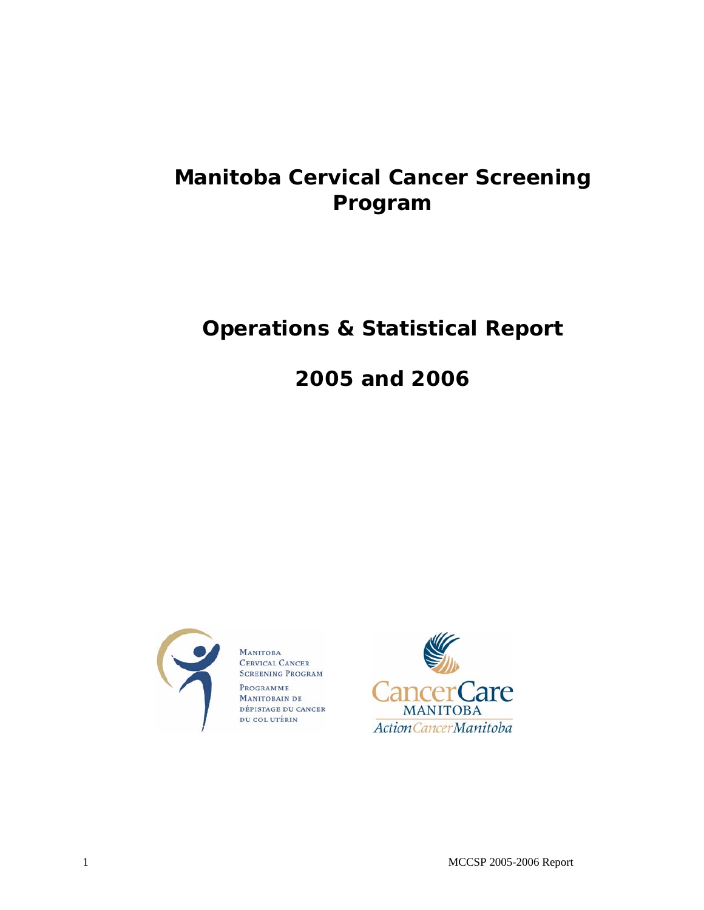# Manitoba Cervical Cancer Screening Program

## Operations & Statistical Report

## 2005 and 2006

Manitoba Cervical Cancer Screening Program

Programme Manitobain de dépistage du cancer du col utérin

CancerCare Manitoba

Action Cancer Manitoba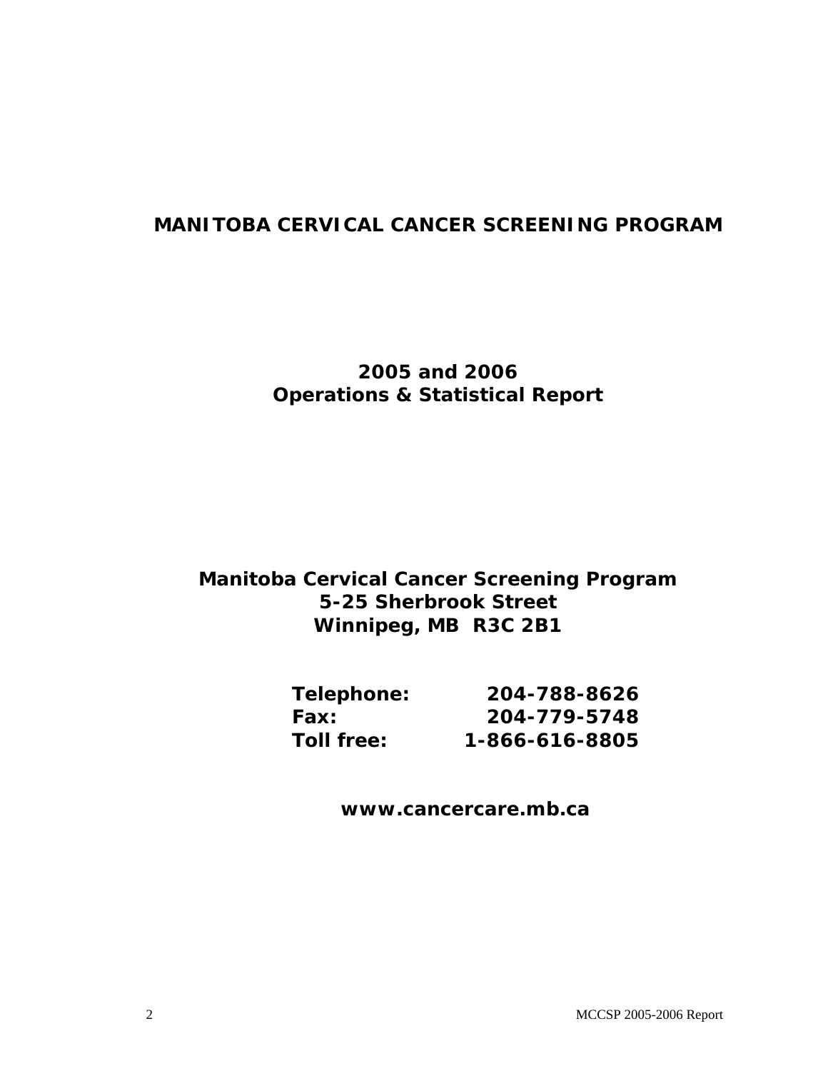# MANITOBA CERVICAL CANCER SCREENING PROGRAM

## 2005 and 2006
## Operations & Statistical Report

**Manitoba Cervical Cancer Screening Program**
**5-25 Sherbrook Street**
**Winnipeg, MB R3C 2B1**

| | |
|---|---|
| **Telephone:** | **204-788-8626** |
| **Fax:** | **204-779-5748** |
| **Toll free:** | **1-866-616-8805** |

**www.cancercare.mb.ca**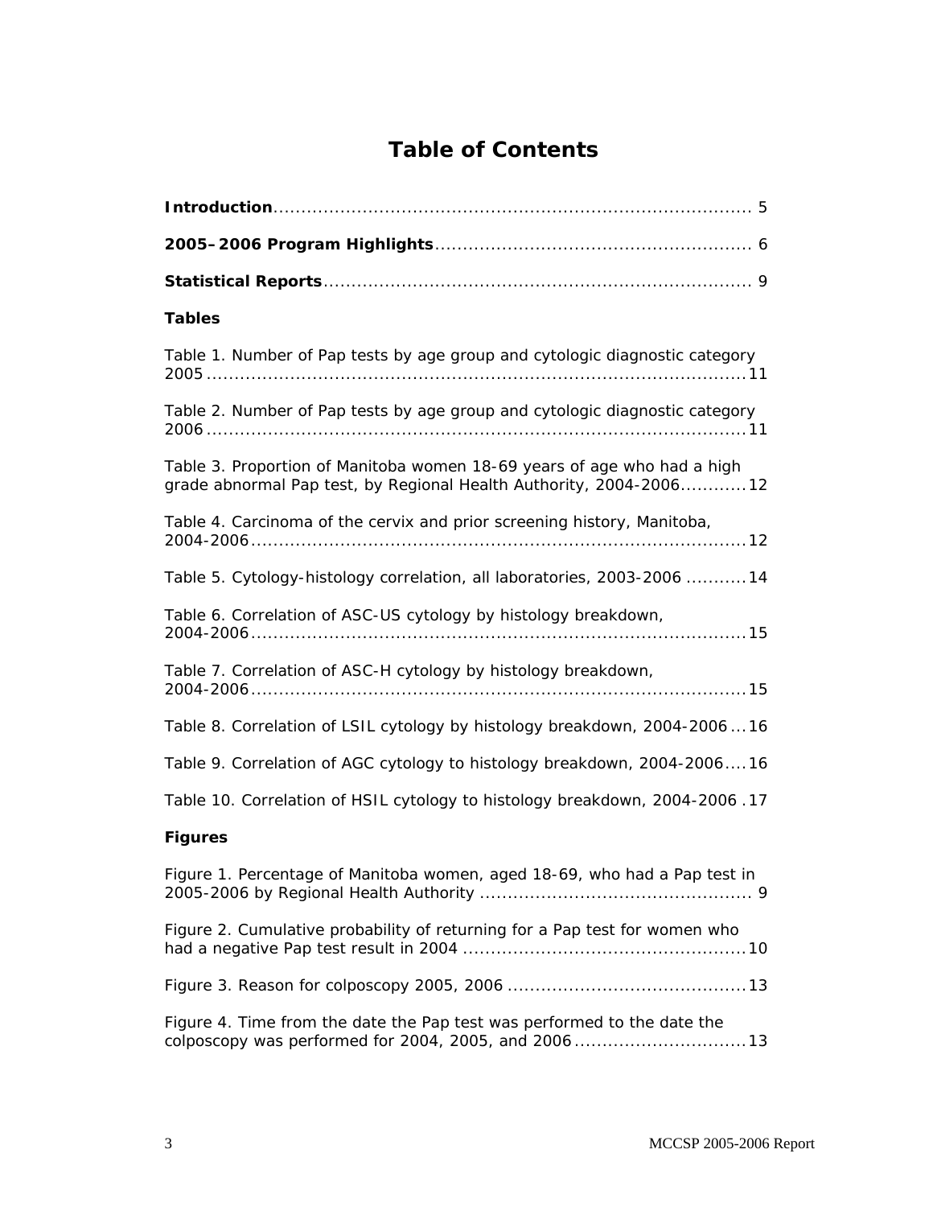# Table of Contents

**Introduction** ........................................................................................ 5

**2005–2006 Program Highlights** ....................................................... 6

**Statistical Reports** .............................................................................. 9

**Tables**

Table 1. Number of Pap tests by age group and cytologic diagnostic category 2005 ..................................................................................................... 11

Table 2. Number of Pap tests by age group and cytologic diagnostic category 2006 ..................................................................................................... 11

Table 3. Proportion of Manitoba women 18-69 years of age who had a high grade abnormal Pap test, by Regional Health Authority, 2004-2006 ............ 12

Table 4. Carcinoma of the cervix and prior screening history, Manitoba, 2004-2006 ............................................................................................. 12

Table 5. Cytology-histology correlation, all laboratories, 2003-2006 ........... 14

Table 6. Correlation of ASC-US cytology by histology breakdown, 2004-2006 ............................................................................................. 15

Table 7. Correlation of ASC-H cytology by histology breakdown, 2004-2006 ............................................................................................. 15

Table 8. Correlation of LSIL cytology by histology breakdown, 2004-2006 ... 16

Table 9. Correlation of AGC cytology to histology breakdown, 2004-2006 .... 16

Table 10. Correlation of HSIL cytology to histology breakdown, 2004-2006 . 17

**Figures**

Figure 1. Percentage of Manitoba women, aged 18-69, who had a Pap test in 2005-2006 by Regional Health Authority ................................................. 9

Figure 2. Cumulative probability of returning for a Pap test for women who had a negative Pap test result in 2004 .................................................. 10

Figure 3. Reason for colposcopy 2005, 2006 .......................................... 13

Figure 4. Time from the date the Pap test was performed to the date the colposcopy was performed for 2004, 2005, and 2006 ............................... 13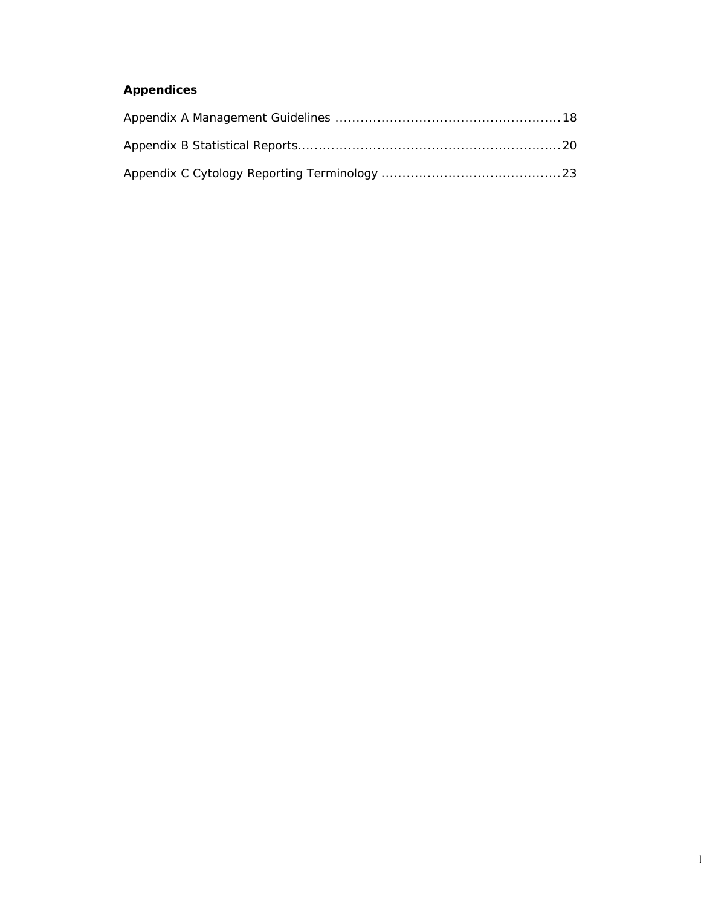**Appendices**

Appendix A Management Guidelines ......................................................18

Appendix B Statistical Reports..............................................................20

Appendix C Cytology Reporting Terminology ..........................................23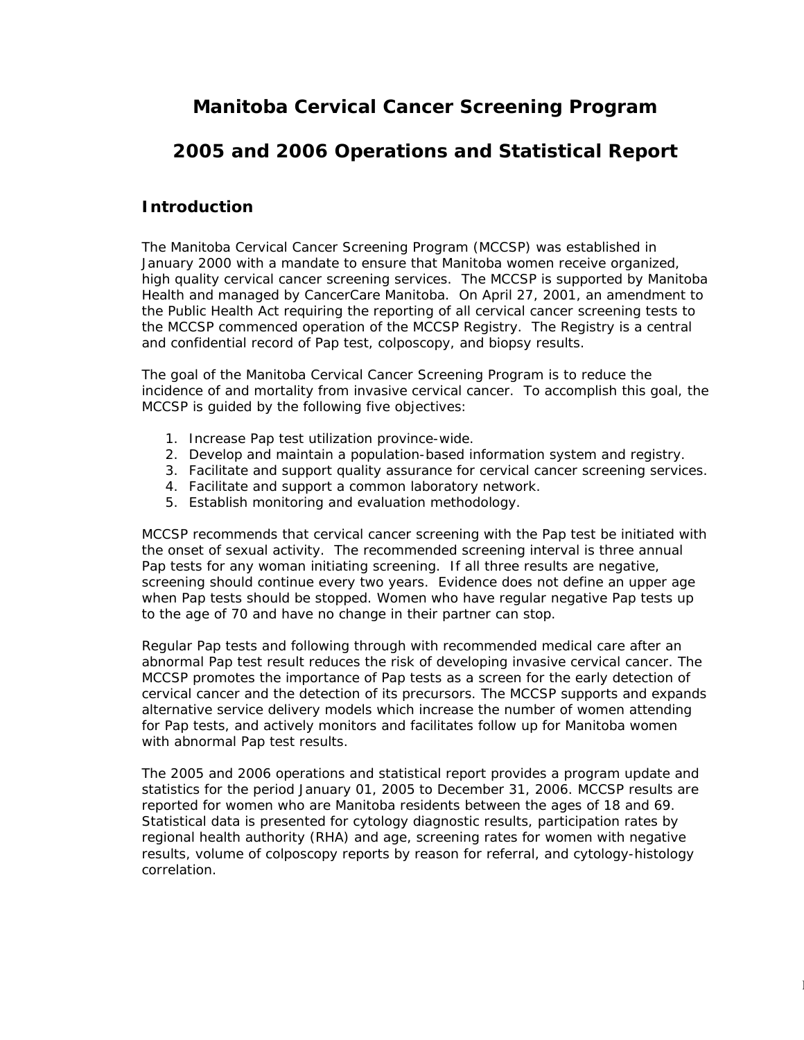# Manitoba Cervical Cancer Screening Program

# 2005 and 2006 Operations and Statistical Report

## Introduction

The Manitoba Cervical Cancer Screening Program (MCCSP) was established in January 2000 with a mandate to ensure that Manitoba women receive organized, high quality cervical cancer screening services. The MCCSP is supported by Manitoba Health and managed by CancerCare Manitoba. On April 27, 2001, an amendment to the Public Health Act requiring the reporting of all cervical cancer screening tests to the MCCSP commenced operation of the MCCSP Registry. The Registry is a central and confidential record of Pap test, colposcopy, and biopsy results.

The goal of the Manitoba Cervical Cancer Screening Program is to reduce the incidence of and mortality from invasive cervical cancer. To accomplish this goal, the MCCSP is guided by the following five objectives:

1. Increase Pap test utilization province-wide.
2. Develop and maintain a population-based information system and registry.
3. Facilitate and support quality assurance for cervical cancer screening services.
4. Facilitate and support a common laboratory network.
5. Establish monitoring and evaluation methodology.

MCCSP recommends that cervical cancer screening with the Pap test be initiated with the onset of sexual activity. The recommended screening interval is three annual Pap tests for any woman initiating screening. If all three results are negative, screening should continue every two years. Evidence does not define an upper age when Pap tests should be stopped. Women who have regular negative Pap tests up to the age of 70 and have no change in their partner can stop.

Regular Pap tests and following through with recommended medical care after an abnormal Pap test result reduces the risk of developing invasive cervical cancer. The MCCSP promotes the importance of Pap tests as a screen for the early detection of cervical cancer and the detection of its precursors. The MCCSP supports and expands alternative service delivery models which increase the number of women attending for Pap tests, and actively monitors and facilitates follow up for Manitoba women with abnormal Pap test results.

The 2005 and 2006 operations and statistical report provides a program update and statistics for the period January 01, 2005 to December 31, 2006. MCCSP results are reported for women who are Manitoba residents between the ages of 18 and 69. Statistical data is presented for cytology diagnostic results, participation rates by regional health authority (RHA) and age, screening rates for women with negative results, volume of colposcopy reports by reason for referral, and cytology-histology correlation.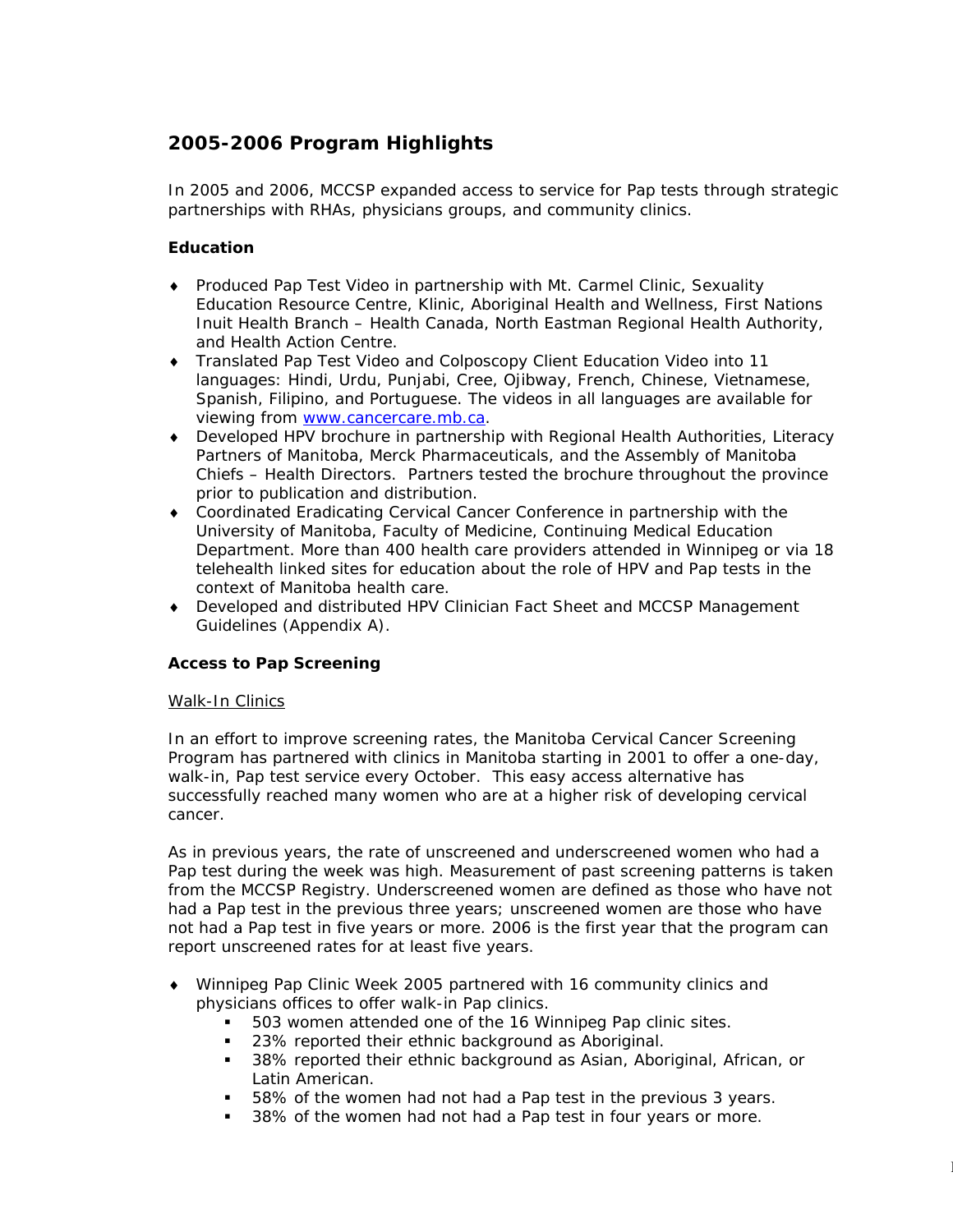## 2005-2006 Program Highlights

In 2005 and 2006, MCCSP expanded access to service for Pap tests through strategic partnerships with RHAs, physicians groups, and community clinics.

### Education

- Produced Pap Test Video in partnership with Mt. Carmel Clinic, Sexuality Education Resource Centre, Klinic, Aboriginal Health and Wellness, First Nations Inuit Health Branch – Health Canada, North Eastman Regional Health Authority, and Health Action Centre.
- Translated Pap Test Video and Colposcopy Client Education Video into 11 languages: Hindi, Urdu, Punjabi, Cree, Ojibway, French, Chinese, Vietnamese, Spanish, Filipino, and Portuguese. The videos in all languages are available for viewing from [www.cancercare.mb.ca](http://www.cancercare.mb.ca).
- Developed HPV brochure in partnership with Regional Health Authorities, Literacy Partners of Manitoba, Merck Pharmaceuticals, and the Assembly of Manitoba Chiefs – Health Directors. Partners tested the brochure throughout the province prior to publication and distribution.
- Coordinated Eradicating Cervical Cancer Conference in partnership with the University of Manitoba, Faculty of Medicine, Continuing Medical Education Department. More than 400 health care providers attended in Winnipeg or via 18 telehealth linked sites for education about the role of HPV and Pap tests in the context of Manitoba health care.
- Developed and distributed HPV Clinician Fact Sheet and MCCSP Management Guidelines (Appendix A).

### Access to Pap Screening

Walk-In Clinics

In an effort to improve screening rates, the Manitoba Cervical Cancer Screening Program has partnered with clinics in Manitoba starting in 2001 to offer a one-day, walk-in, Pap test service every October. This easy access alternative has successfully reached many women who are at a higher risk of developing cervical cancer.

As in previous years, the rate of unscreened and underscreened women who had a Pap test during the week was high. Measurement of past screening patterns is taken from the MCCSP Registry. Underscreened women are defined as those who have not had a Pap test in the previous three years; unscreened women are those who have not had a Pap test in five years or more. 2006 is the first year that the program can report unscreened rates for at least five years.

- Winnipeg Pap Clinic Week 2005 partnered with 16 community clinics and physicians offices to offer walk-in Pap clinics.
  - 503 women attended one of the 16 Winnipeg Pap clinic sites.
  - 23% reported their ethnic background as Aboriginal.
  - 38% reported their ethnic background as Asian, Aboriginal, African, or Latin American.
  - 58% of the women had not had a Pap test in the previous 3 years.
  - 38% of the women had not had a Pap test in four years or more.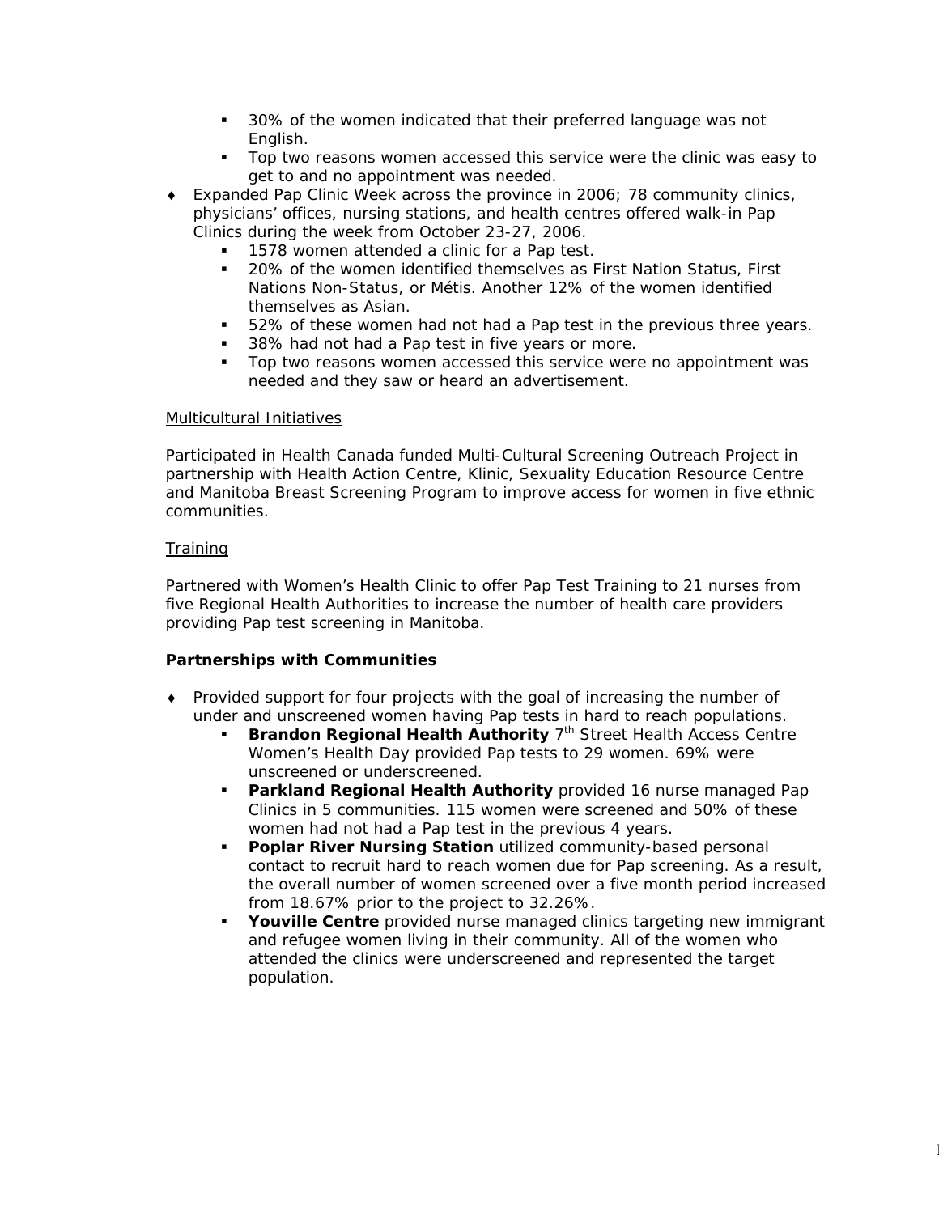- 30% of the women indicated that their preferred language was not English.
  - Top two reasons women accessed this service were the clinic was easy to get to and no appointment was needed.
- Expanded Pap Clinic Week across the province in 2006; 78 community clinics, physicians' offices, nursing stations, and health centres offered walk-in Pap Clinics during the week from October 23-27, 2006.
  - 1578 women attended a clinic for a Pap test.
  - 20% of the women identified themselves as First Nation Status, First Nations Non-Status, or Métis. Another 12% of the women identified themselves as Asian.
  - 52% of these women had not had a Pap test in the previous three years.
  - 38% had not had a Pap test in five years or more.
  - Top two reasons women accessed this service were no appointment was needed and they saw or heard an advertisement.

Multicultural Initiatives

Participated in Health Canada funded Multi-Cultural Screening Outreach Project in partnership with Health Action Centre, Klinic, Sexuality Education Resource Centre and Manitoba Breast Screening Program to improve access for women in five ethnic communities.

Training

Partnered with Women's Health Clinic to offer Pap Test Training to 21 nurses from five Regional Health Authorities to increase the number of health care providers providing Pap test screening in Manitoba.

**Partnerships with Communities**

- Provided support for four projects with the goal of increasing the number of under and unscreened women having Pap tests in hard to reach populations.
  - **Brandon Regional Health Authority** 7th Street Health Access Centre Women's Health Day provided Pap tests to 29 women. 69% were unscreened or underscreened.
  - **Parkland Regional Health Authority** provided 16 nurse managed Pap Clinics in 5 communities. 115 women were screened and 50% of these women had not had a Pap test in the previous 4 years.
  - **Poplar River Nursing Station** utilized community-based personal contact to recruit hard to reach women due for Pap screening. As a result, the overall number of women screened over a five month period increased from 18.67% prior to the project to 32.26%.
  - **Youville Centre** provided nurse managed clinics targeting new immigrant and refugee women living in their community. All of the women who attended the clinics were underscreened and represented the target population.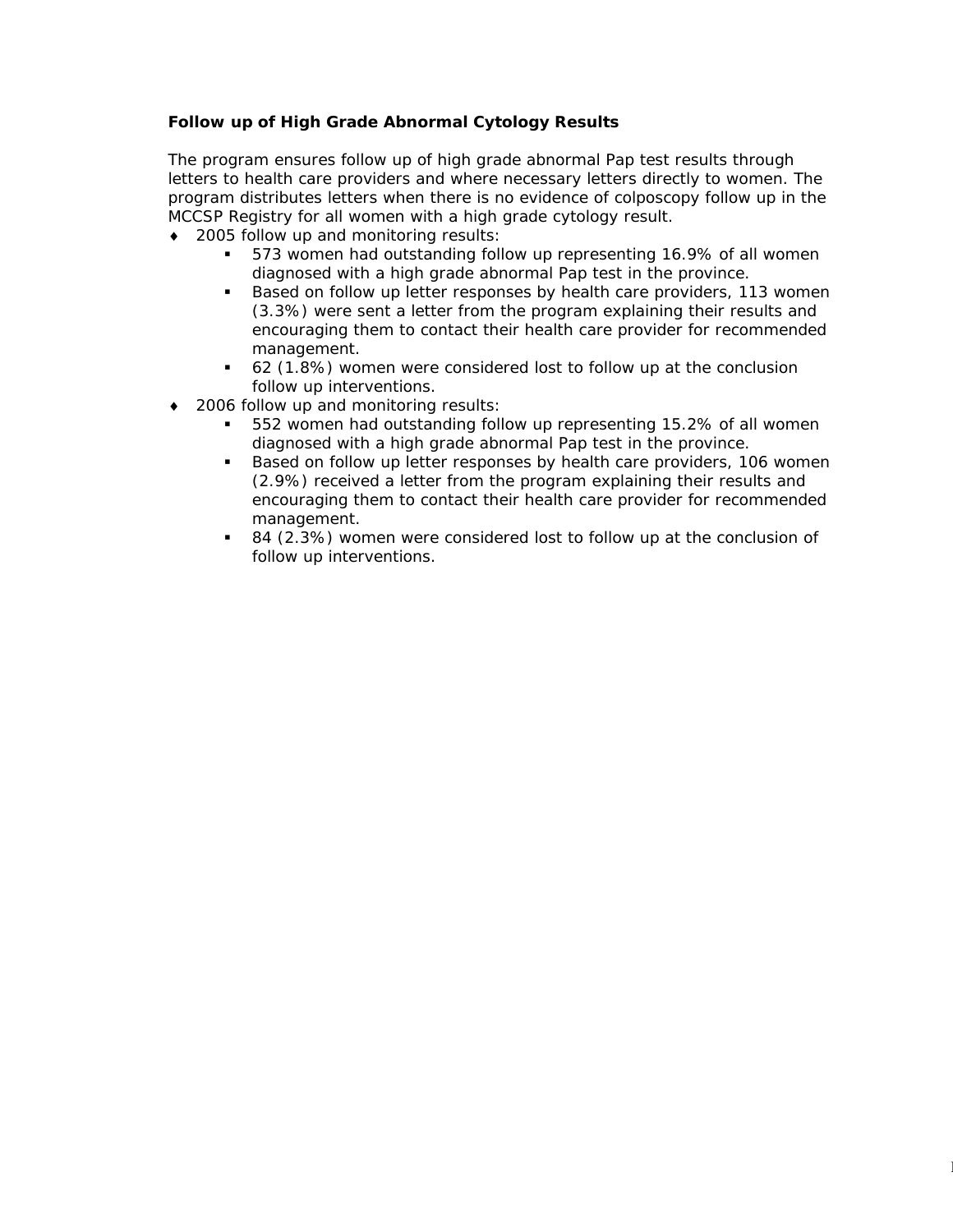**Follow up of High Grade Abnormal Cytology Results**

The program ensures follow up of high grade abnormal Pap test results through letters to health care providers and where necessary letters directly to women. The program distributes letters when there is no evidence of colposcopy follow up in the MCCSP Registry for all women with a high grade cytology result.

- 2005 follow up and monitoring results:
  - 573 women had outstanding follow up representing 16.9% of all women diagnosed with a high grade abnormal Pap test in the province.
  - Based on follow up letter responses by health care providers, 113 women (3.3%) were sent a letter from the program explaining their results and encouraging them to contact their health care provider for recommended management.
  - 62 (1.8%) women were considered lost to follow up at the conclusion follow up interventions.
- 2006 follow up and monitoring results:
  - 552 women had outstanding follow up representing 15.2% of all women diagnosed with a high grade abnormal Pap test in the province.
  - Based on follow up letter responses by health care providers, 106 women (2.9%) received a letter from the program explaining their results and encouraging them to contact their health care provider for recommended management.
  - 84 (2.3%) women were considered lost to follow up at the conclusion of follow up interventions.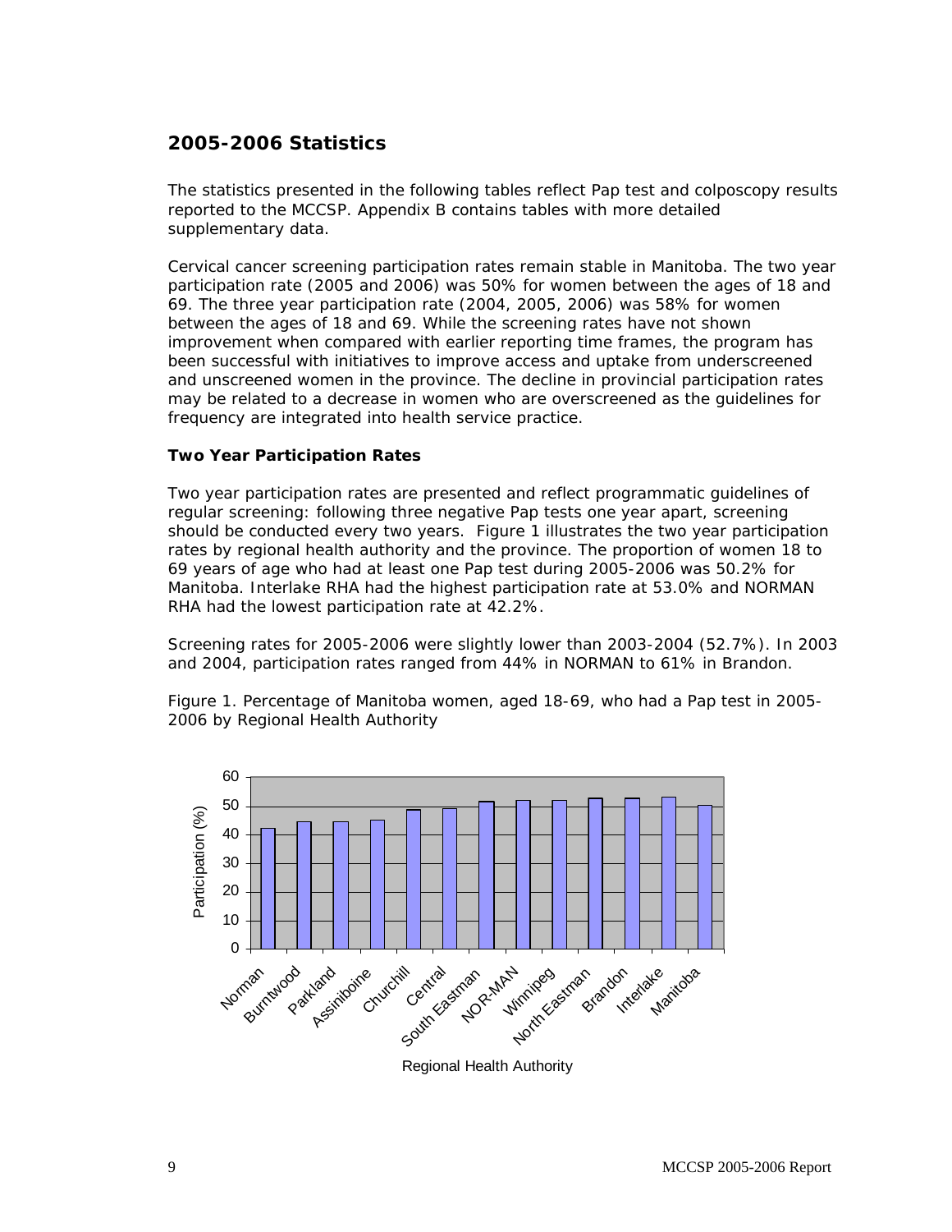## 2005-2006 Statistics

The statistics presented in the following tables reflect Pap test and colposcopy results reported to the MCCSP. Appendix B contains tables with more detailed supplementary data.

Cervical cancer screening participation rates remain stable in Manitoba. The two year participation rate (2005 and 2006) was 50% for women between the ages of 18 and 69. The three year participation rate (2004, 2005, 2006) was 58% for women between the ages of 18 and 69. While the screening rates have not shown improvement when compared with earlier reporting time frames, the program has been successful with initiatives to improve access and uptake from underscreened and unscreened women in the province. The decline in provincial participation rates may be related to a decrease in women who are overscreened as the guidelines for frequency are integrated into health service practice.

### Two Year Participation Rates

Two year participation rates are presented and reflect programmatic guidelines of regular screening: following three negative Pap tests one year apart, screening should be conducted every two years. Figure 1 illustrates the two year participation rates by regional health authority and the province. The proportion of women 18 to 69 years of age who had at least one Pap test during 2005-2006 was 50.2% for Manitoba. Interlake RHA had the highest participation rate at 53.0% and NORMAN RHA had the lowest participation rate at 42.2%.

Screening rates for 2005-2006 were slightly lower than 2003-2004 (52.7%). In 2003 and 2004, participation rates ranged from 44% in NORMAN to 61% in Brandon.

Figure 1. Percentage of Manitoba women, aged 18-69, who had a Pap test in 2005-2006 by Regional Health Authority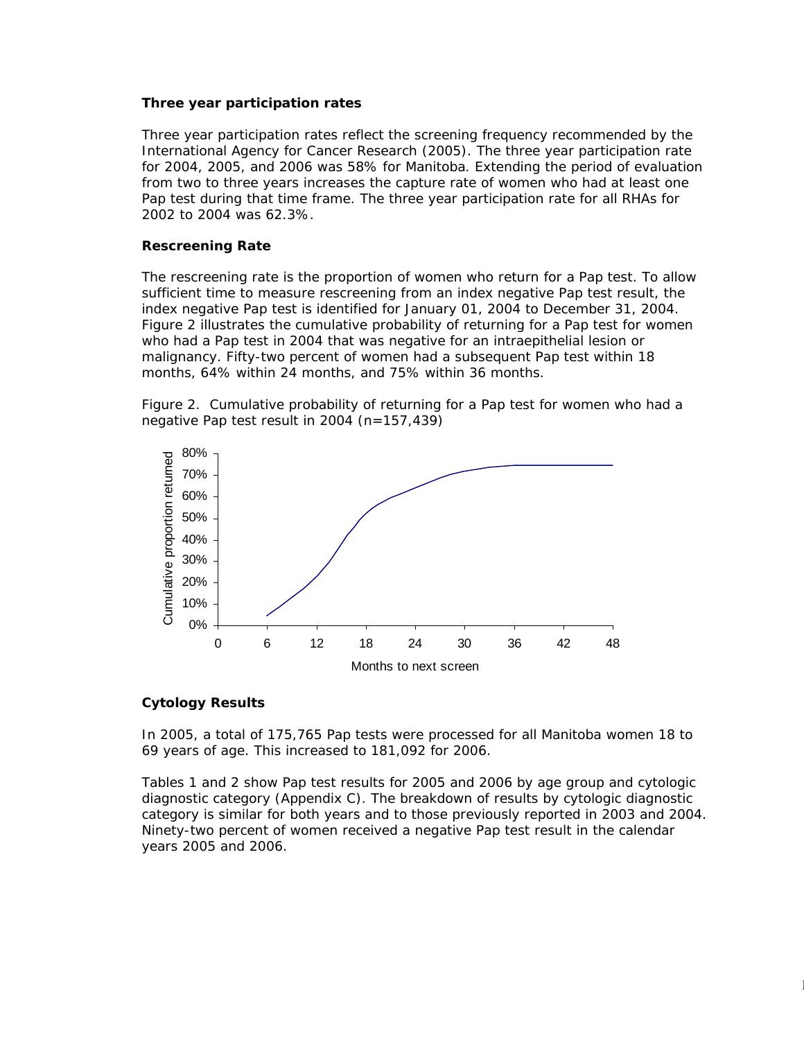### Three year participation rates

Three year participation rates reflect the screening frequency recommended by the International Agency for Cancer Research (2005). The three year participation rate for 2004, 2005, and 2006 was 58% for Manitoba. Extending the period of evaluation from two to three years increases the capture rate of women who had at least one Pap test during that time frame. The three year participation rate for all RHAs for 2002 to 2004 was 62.3%.

### Rescreening Rate

The rescreening rate is the proportion of women who return for a Pap test. To allow sufficient time to measure rescreening from an index negative Pap test result, the index negative Pap test is identified for January 01, 2004 to December 31, 2004. Figure 2 illustrates the cumulative probability of returning for a Pap test for women who had a Pap test in 2004 that was negative for an intraepithelial lesion or malignancy. Fifty-two percent of women had a subsequent Pap test within 18 months, 64% within 24 months, and 75% within 36 months.

Figure 2. Cumulative probability of returning for a Pap test for women who had a negative Pap test result in 2004 (n=157,439)

### Cytology Results

In 2005, a total of 175,765 Pap tests were processed for all Manitoba women 18 to 69 years of age. This increased to 181,092 for 2006.

Tables 1 and 2 show Pap test results for 2005 and 2006 by age group and cytologic diagnostic category (Appendix C). The breakdown of results by cytologic diagnostic category is similar for both years and to those previously reported in 2003 and 2004. Ninety-two percent of women received a negative Pap test result in the calendar years 2005 and 2006.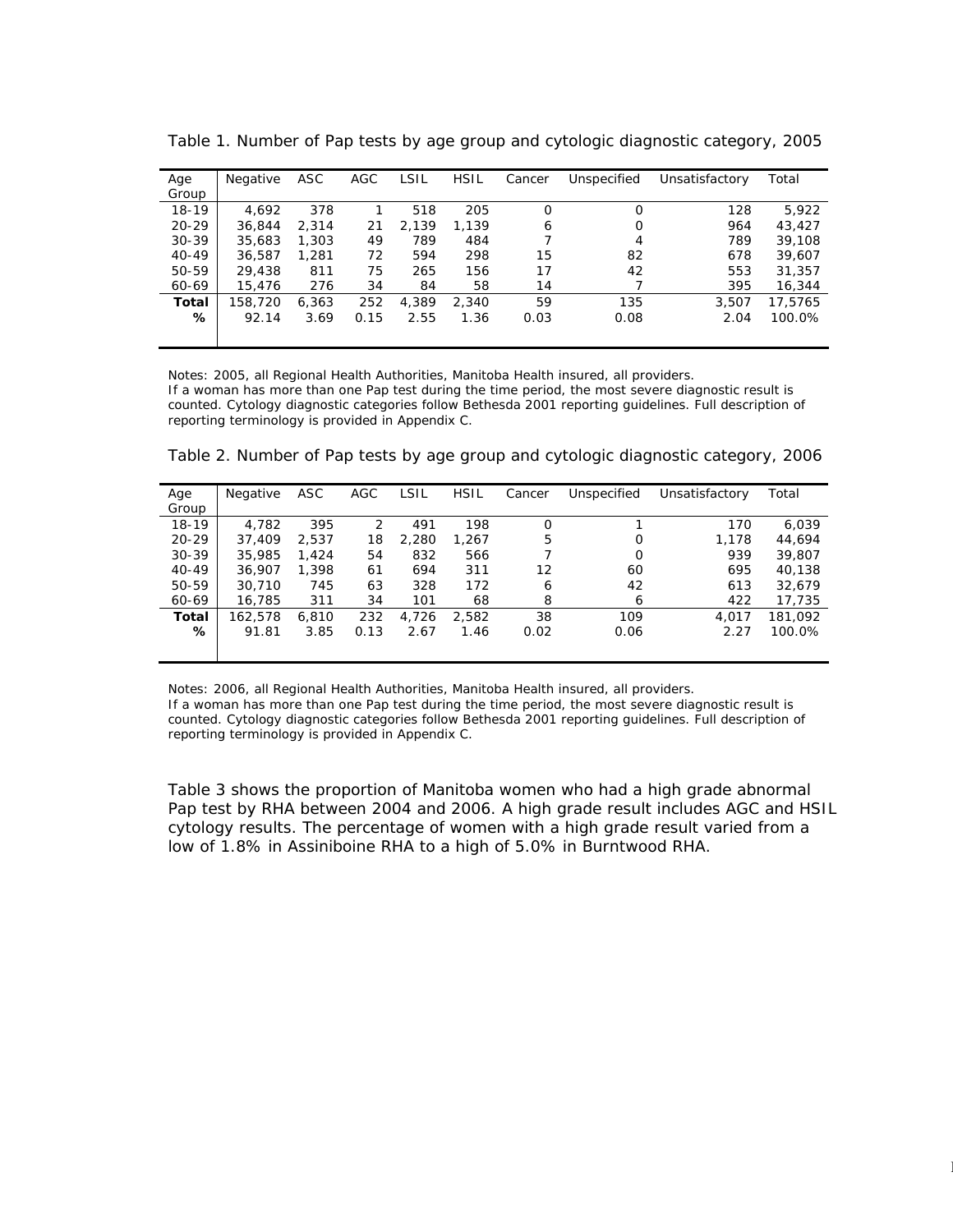Table 1. Number of Pap tests by age group and cytologic diagnostic category, 2005

| Age Group | Negative | ASC | AGC | LSIL | HSIL | Cancer | Unspecified | Unsatisfactory | Total |
|---|---|---|---|---|---|---|---|---|---|
| 18-19 | 4,692 | 378 | 1 | 518 | 205 | 0 | 0 | 128 | 5,922 |
| 20-29 | 36,844 | 2,314 | 21 | 2,139 | 1,139 | 6 | 0 | 964 | 43,427 |
| 30-39 | 35,683 | 1,303 | 49 | 789 | 484 | 7 | 4 | 789 | 39,108 |
| 40-49 | 36,587 | 1,281 | 72 | 594 | 298 | 15 | 82 | 678 | 39,607 |
| 50-59 | 29,438 | 811 | 75 | 265 | 156 | 17 | 42 | 553 | 31,357 |
| 60-69 | 15,476 | 276 | 34 | 84 | 58 | 14 | 7 | 395 | 16,344 |
| **Total** | 158,720 | 6,363 | 252 | 4,389 | 2,340 | 59 | 135 | 3,507 | 17,5765 |
| **%** | 92.14 | 3.69 | 0.15 | 2.55 | 1.36 | 0.03 | 0.08 | 2.04 | 100.0% |

Notes: 2005, all Regional Health Authorities, Manitoba Health insured, all providers.
If a woman has more than one Pap test during the time period, the most severe diagnostic result is counted. Cytology diagnostic categories follow Bethesda 2001 reporting guidelines. Full description of reporting terminology is provided in Appendix C.

Table 2. Number of Pap tests by age group and cytologic diagnostic category, 2006

| Age Group | Negative | ASC | AGC | LSIL | HSIL | Cancer | Unspecified | Unsatisfactory | Total |
|---|---|---|---|---|---|---|---|---|---|
| 18-19 | 4,782 | 395 | 2 | 491 | 198 | 0 | 1 | 170 | 6,039 |
| 20-29 | 37,409 | 2,537 | 18 | 2,280 | 1,267 | 5 | 0 | 1,178 | 44,694 |
| 30-39 | 35,985 | 1,424 | 54 | 832 | 566 | 7 | 0 | 939 | 39,807 |
| 40-49 | 36,907 | 1,398 | 61 | 694 | 311 | 12 | 60 | 695 | 40,138 |
| 50-59 | 30,710 | 745 | 63 | 328 | 172 | 6 | 42 | 613 | 32,679 |
| 60-69 | 16,785 | 311 | 34 | 101 | 68 | 8 | 6 | 422 | 17,735 |
| **Total** | 162,578 | 6,810 | 232 | 4,726 | 2,582 | 38 | 109 | 4,017 | 181,092 |
| **%** | 91.81 | 3.85 | 0.13 | 2.67 | 1.46 | 0.02 | 0.06 | 2.27 | 100.0% |

Notes: 2006, all Regional Health Authorities, Manitoba Health insured, all providers.
If a woman has more than one Pap test during the time period, the most severe diagnostic result is counted. Cytology diagnostic categories follow Bethesda 2001 reporting guidelines. Full description of reporting terminology is provided in Appendix C.

Table 3 shows the proportion of Manitoba women who had a high grade abnormal Pap test by RHA between 2004 and 2006. A high grade result includes AGC and HSIL cytology results. The percentage of women with a high grade result varied from a low of 1.8% in Assiniboine RHA to a high of 5.0% in Burntwood RHA.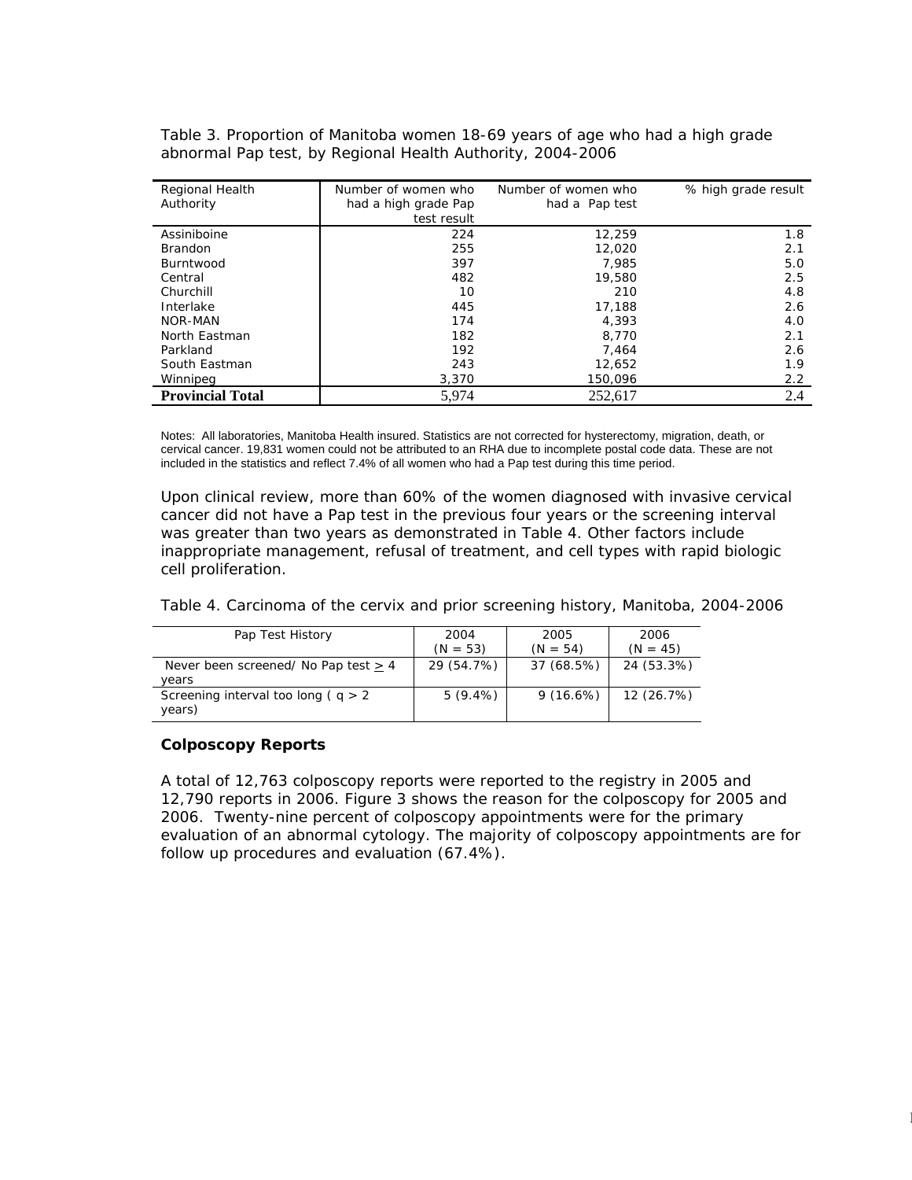Table 3. Proportion of Manitoba women 18-69 years of age who had a high grade abnormal Pap test, by Regional Health Authority, 2004-2006

| Regional Health Authority | Number of women who had a high grade Pap test result | Number of women who had a Pap test | % high grade result |
|---|---|---|---|
| Assiniboine | 224 | 12,259 | 1.8 |
| Brandon | 255 | 12,020 | 2.1 |
| Burntwood | 397 | 7,985 | 5.0 |
| Central | 482 | 19,580 | 2.5 |
| Churchill | 10 | 210 | 4.8 |
| Interlake | 445 | 17,188 | 2.6 |
| NOR-MAN | 174 | 4,393 | 4.0 |
| North Eastman | 182 | 8,770 | 2.1 |
| Parkland | 192 | 7,464 | 2.6 |
| South Eastman | 243 | 12,652 | 1.9 |
| Winnipeg | 3,370 | 150,096 | 2.2 |
| **Provincial Total** | 5,974 | 252,617 | 2.4 |

Notes: All laboratories, Manitoba Health insured. Statistics are not corrected for hysterectomy, migration, death, or cervical cancer. 19,831 women could not be attributed to an RHA due to incomplete postal code data. These are not included in the statistics and reflect 7.4% of all women who had a Pap test during this time period.

Upon clinical review, more than 60% of the women diagnosed with invasive cervical cancer did not have a Pap test in the previous four years or the screening interval was greater than two years as demonstrated in Table 4. Other factors include inappropriate management, refusal of treatment, and cell types with rapid biologic cell proliferation.

Table 4. Carcinoma of the cervix and prior screening history, Manitoba, 2004-2006

| Pap Test History | 2004 (N = 53) | 2005 (N = 54) | 2006 (N = 45) |
|---|---|---|---|
| Never been screened/ No Pap test ≥ 4 years | 29 (54.7%) | 37 (68.5%) | 24 (53.3%) |
| Screening interval too long ( q > 2 years) | 5 (9.4%) | 9 (16.6%) | 12 (26.7%) |

**Colposcopy Reports**

A total of 12,763 colposcopy reports were reported to the registry in 2005 and 12,790 reports in 2006. Figure 3 shows the reason for the colposcopy for 2005 and 2006. Twenty-nine percent of colposcopy appointments were for the primary evaluation of an abnormal cytology. The majority of colposcopy appointments are for follow up procedures and evaluation (67.4%).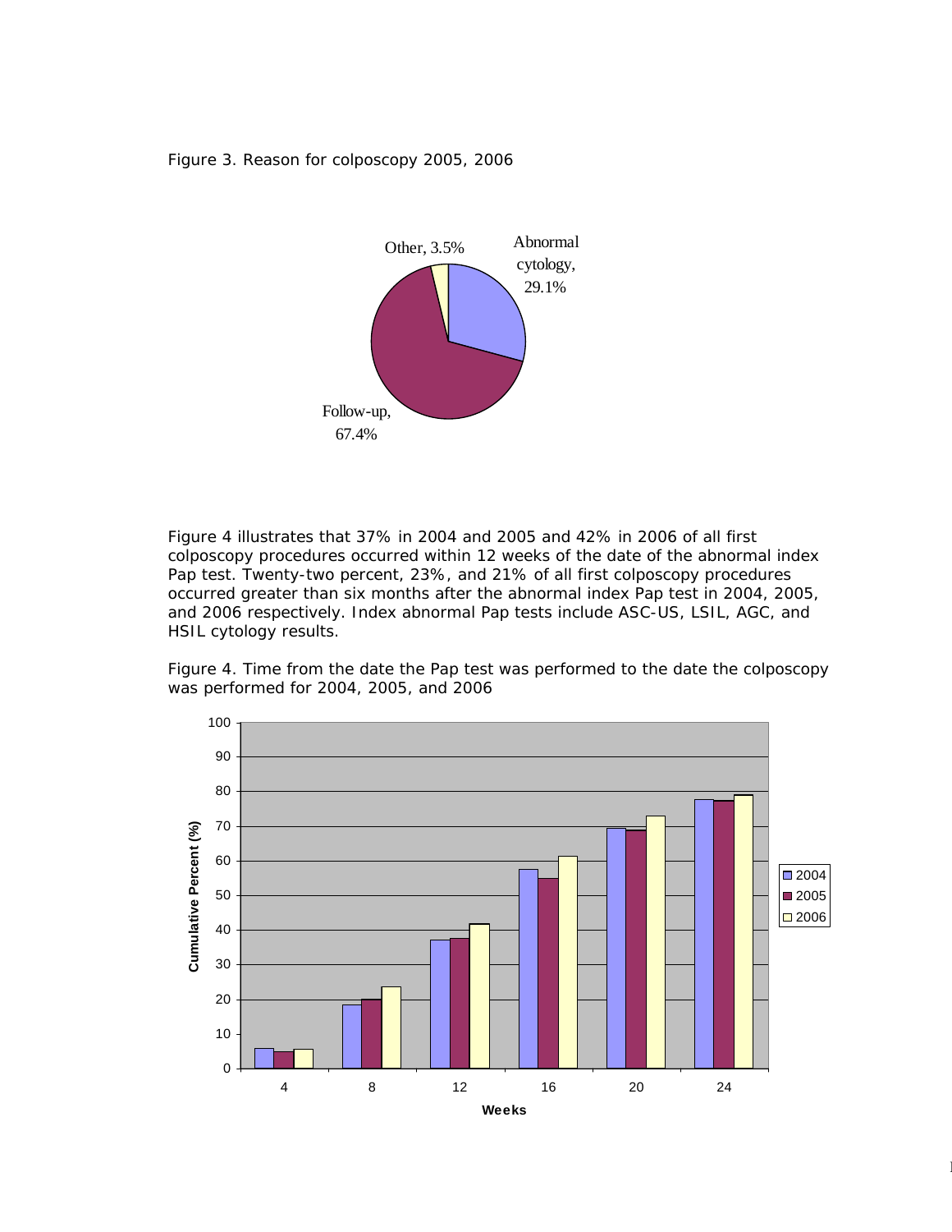Figure 3. Reason for colposcopy 2005, 2006

Figure 4 illustrates that 37% in 2004 and 2005 and 42% in 2006 of all first colposcopy procedures occurred within 12 weeks of the date of the abnormal index Pap test. Twenty-two percent, 23%, and 21% of all first colposcopy procedures occurred greater than six months after the abnormal index Pap test in 2004, 2005, and 2006 respectively. Index abnormal Pap tests include ASC-US, LSIL, AGC, and HSIL cytology results.

Figure 4. Time from the date the Pap test was performed to the date the colposcopy was performed for 2004, 2005, and 2006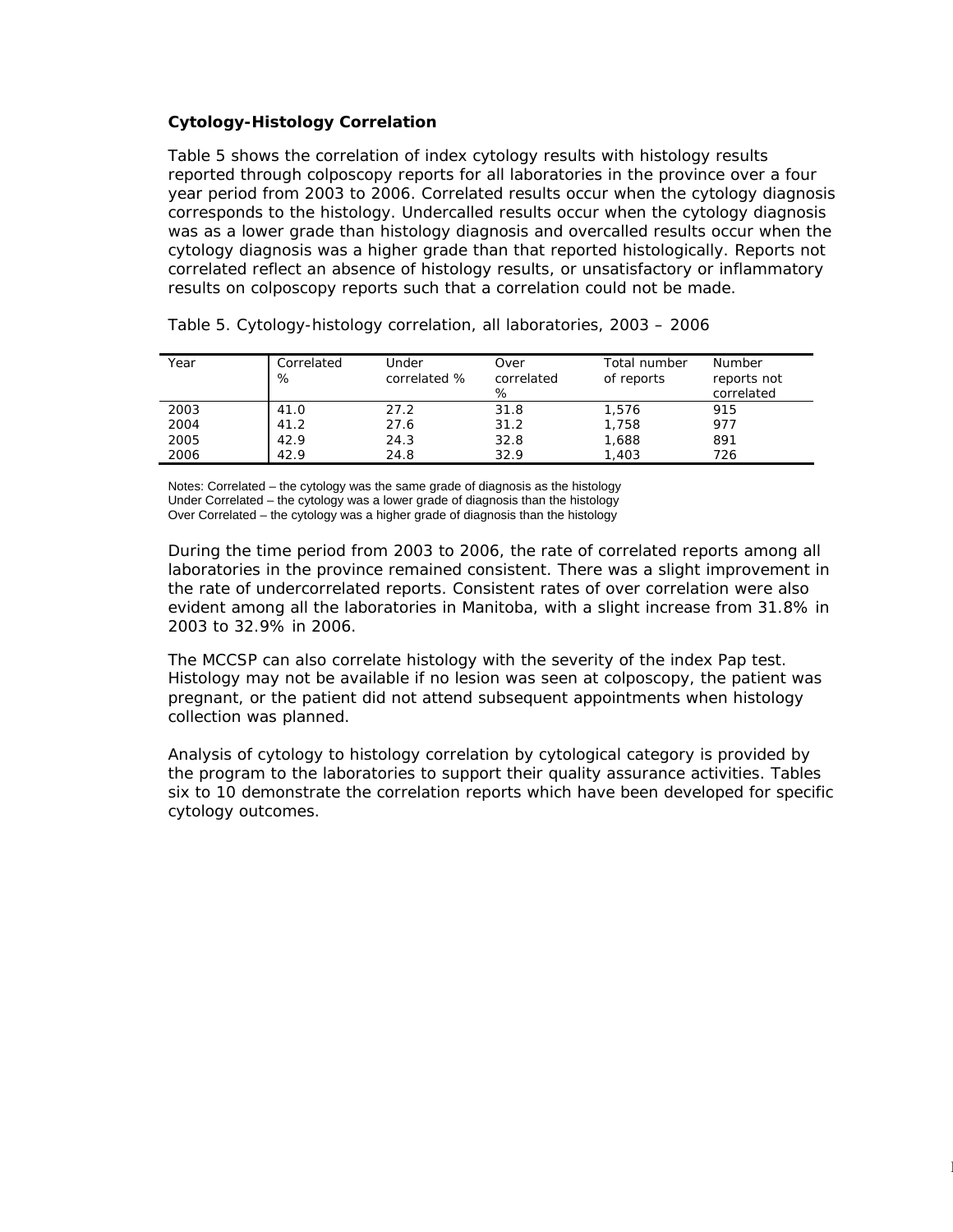**Cytology-Histology Correlation**

Table 5 shows the correlation of index cytology results with histology results reported through colposcopy reports for all laboratories in the province over a four year period from 2003 to 2006. Correlated results occur when the cytology diagnosis corresponds to the histology. Undercalled results occur when the cytology diagnosis was as a lower grade than histology diagnosis and overcalled results occur when the cytology diagnosis was a higher grade than that reported histologically. Reports not correlated reflect an absence of histology results, or unsatisfactory or inflammatory results on colposcopy reports such that a correlation could not be made.

Table 5. Cytology-histology correlation, all laboratories, 2003 – 2006

| Year | Correlated % | Under correlated % | Over correlated % | Total number of reports | Number reports not correlated |
|---|---|---|---|---|---|
| 2003 | 41.0 | 27.2 | 31.8 | 1,576 | 915 |
| 2004 | 41.2 | 27.6 | 31.2 | 1,758 | 977 |
| 2005 | 42.9 | 24.3 | 32.8 | 1,688 | 891 |
| 2006 | 42.9 | 24.8 | 32.9 | 1,403 | 726 |

Notes: Correlated – the cytology was the same grade of diagnosis as the histology
Under Correlated – the cytology was a lower grade of diagnosis than the histology
Over Correlated – the cytology was a higher grade of diagnosis than the histology

During the time period from 2003 to 2006, the rate of correlated reports among all laboratories in the province remained consistent. There was a slight improvement in the rate of undercorrelated reports. Consistent rates of over correlation were also evident among all the laboratories in Manitoba, with a slight increase from 31.8% in 2003 to 32.9% in 2006.

The MCCSP can also correlate histology with the severity of the index Pap test. Histology may not be available if no lesion was seen at colposcopy, the patient was pregnant, or the patient did not attend subsequent appointments when histology collection was planned.

Analysis of cytology to histology correlation by cytological category is provided by the program to the laboratories to support their quality assurance activities. Tables six to 10 demonstrate the correlation reports which have been developed for specific cytology outcomes.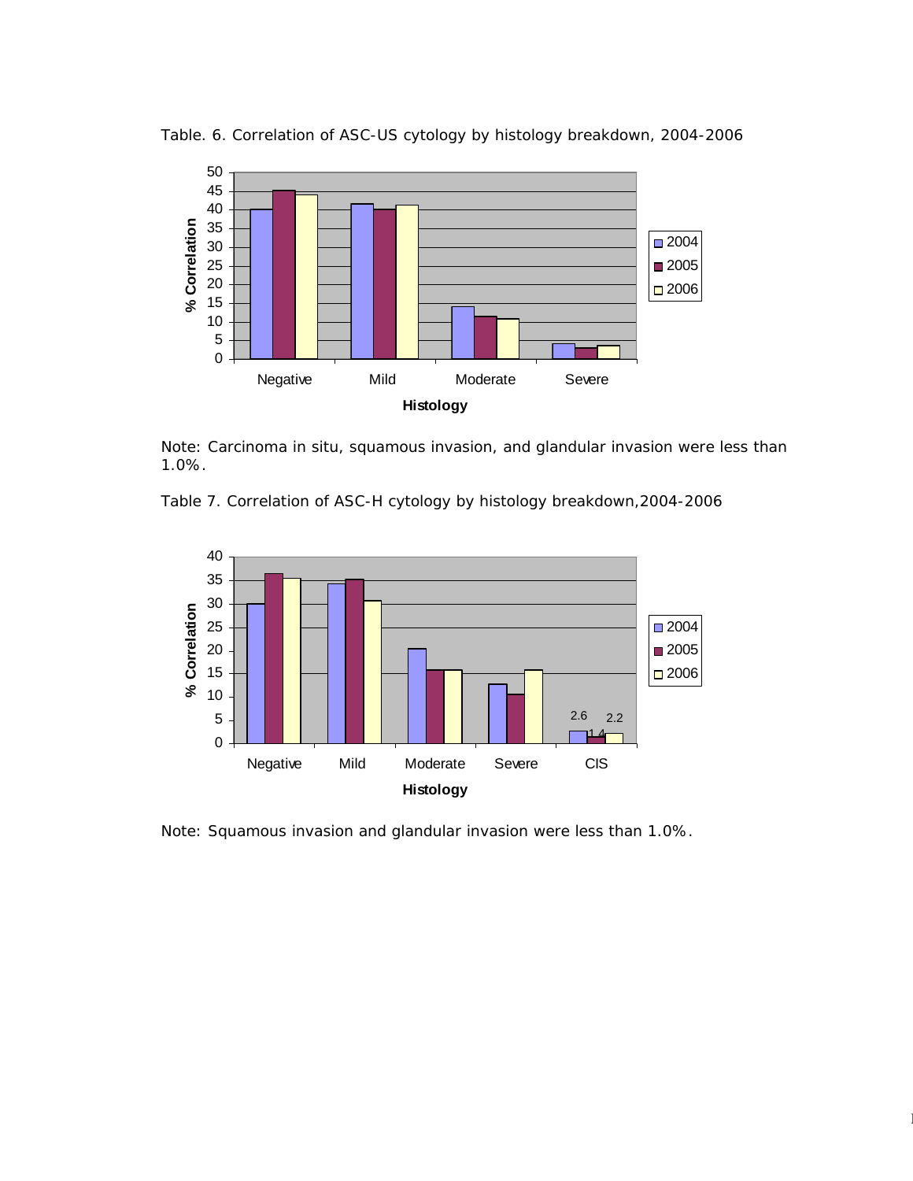Table. 6. Correlation of ASC-US cytology by histology breakdown, 2004-2006

Note: Carcinoma in situ, squamous invasion, and glandular invasion were less than 1.0%.

Table 7. Correlation of ASC-H cytology by histology breakdown,2004-2006

Note: Squamous invasion and glandular invasion were less than 1.0%.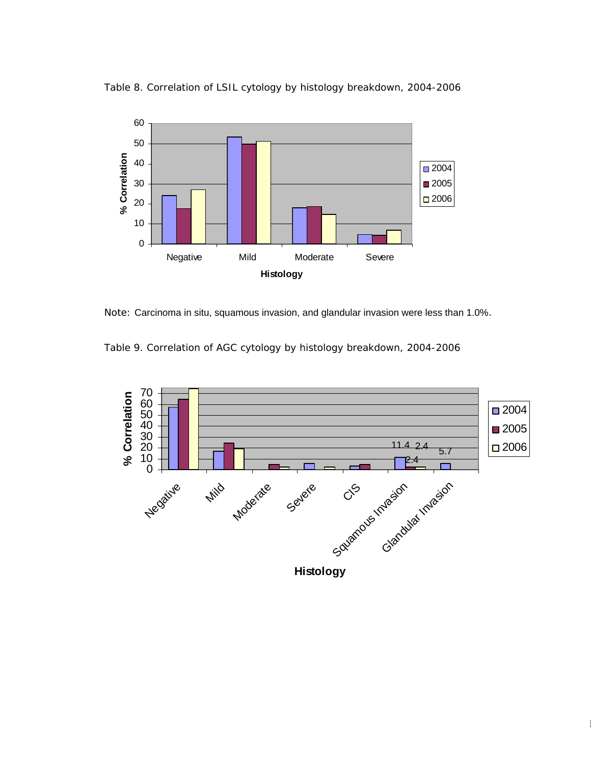Table 8. Correlation of LSIL cytology by histology breakdown, 2004-2006

Note: Carcinoma in situ, squamous invasion, and glandular invasion were less than 1.0%.

Table 9. Correlation of AGC cytology by histology breakdown, 2004-2006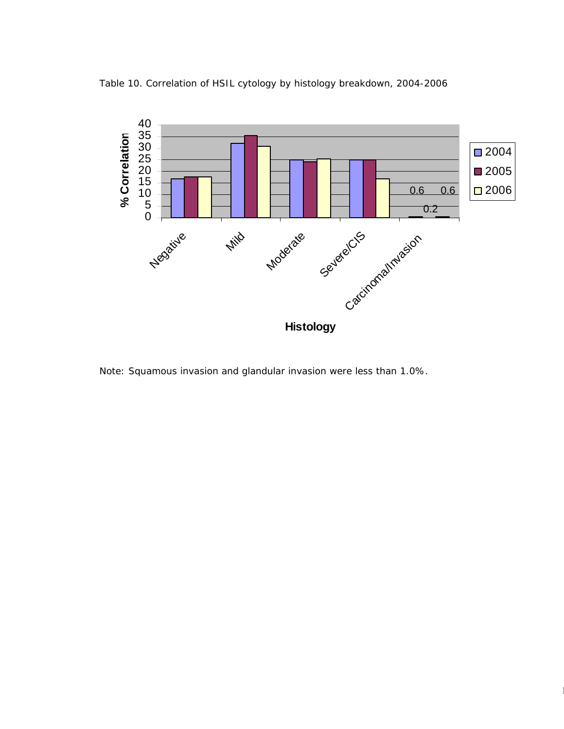Table 10. Correlation of HSIL cytology by histology breakdown, 2004-2006

Note: Squamous invasion and glandular invasion were less than 1.0%.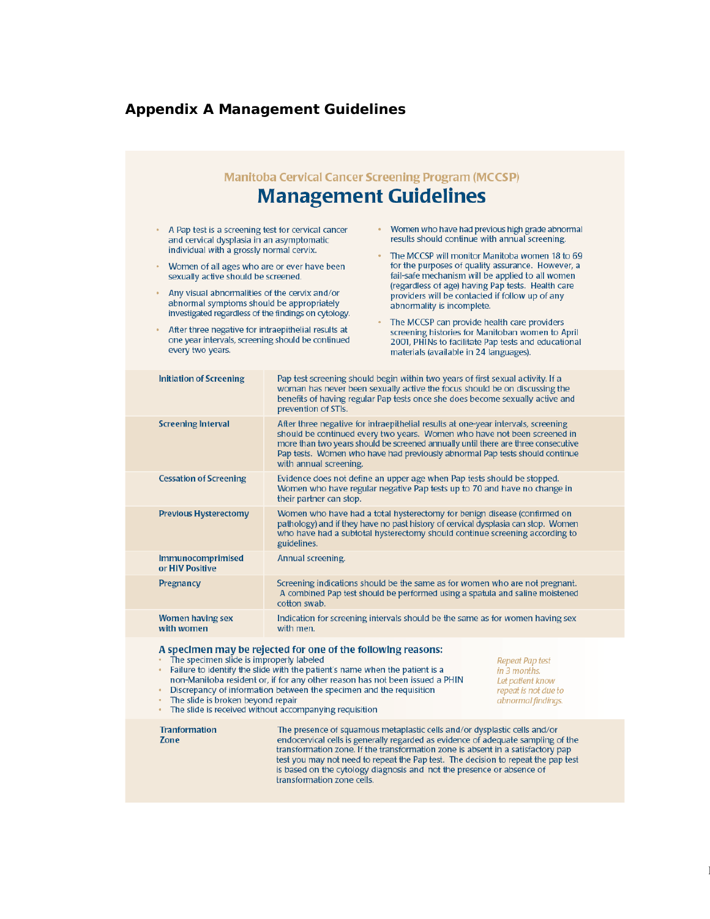# Appendix A Management Guidelines

Manitoba Cervical Cancer Screening Program (MCCSP)

## Management Guidelines

- A Pap test is a screening test for cervical cancer and cervical dysplasia in an asymptomatic individual with a grossly normal cervix.
- Women of all ages who are or ever have been sexually active should be screened.
- Any visual abnormalities of the cervix and/or abnormal symptoms should be appropriately investigated regardless of the findings on cytology.
- After three negative for intraepithelial results at one year intervals, screening should be continued every two years.
- Women who have had previous high grade abnormal results should continue with annual screening.
- The MCCSP will monitor Manitoba women 18 to 69 for the purposes of quality assurance. However, a fail-safe mechanism will be applied to all women (regardless of age) having Pap tests. Health care providers will be contacted if follow up of any abnormality is incomplete.
- The MCCSP can provide health care providers screening histories for Manitoban women to April 2001, PHINs to facilitate Pap tests and educational materials (available in 24 languages).

| | |
|---|---|
| **Initiation of Screening** | Pap test screening should begin within two years of first sexual activity. If a woman has never been sexually active the focus should be on discussing the benefits of having regular Pap tests once she does become sexually active and prevention of STIs. |
| **Screening Interval** | After three negative for intraepithelial results at one-year intervals, screening should be continued every two years. Women who have not been screened in more than two years should be screened annually until there are three consecutive Pap tests. Women who have had previously abnormal Pap tests should continue with annual screening. |
| **Cessation of Screening** | Evidence does not define an upper age when Pap tests should be stopped. Women who have regular negative Pap tests up to 70 and have no change in their partner can stop. |
| **Previous Hysterectomy** | Women who have had a total hysterectomy for benign disease (confirmed on pathology) and if they have no past history of cervical dysplasia can stop. Women who have had a subtotal hysterectomy should continue screening according to guidelines. |
| **Immunocomprimised or HIV Positive** | Annual screening. |
| **Pregnancy** | Screening indications should be the same as for women who are not pregnant. A combined Pap test should be performed using a spatula and saline moistened cotton swab. |
| **Women having sex with women** | Indication for screening intervals should be the same as for women having sex with men. |

### A specimen may be rejected for one of the following reasons:

- The specimen slide is improperly labeled
- Failure to identify the slide with the patient's name when the patient is a non-Manitoba resident or, if for any other reason has not been issued a PHIN
- Discrepancy of information between the specimen and the requisition
- The slide is broken beyond repair
- The slide is received without accompanying requisition

*Repeat Pap test in 3 months. Let patient know repeat is not due to abnormal findings.*

| | |
|---|---|
| **Tranformation Zone** | The presence of squamous metaplastic cells and/or dysplastic cells and/or endocervical cells is generally regarded as evidence of adequate sampling of the transformation zone. If the transformation zone is absent in a satisfactory pap test you may not need to repeat the Pap test. The decision to repeat the pap test is based on the cytology diagnosis and not the presence or absence of transformation zone cells. |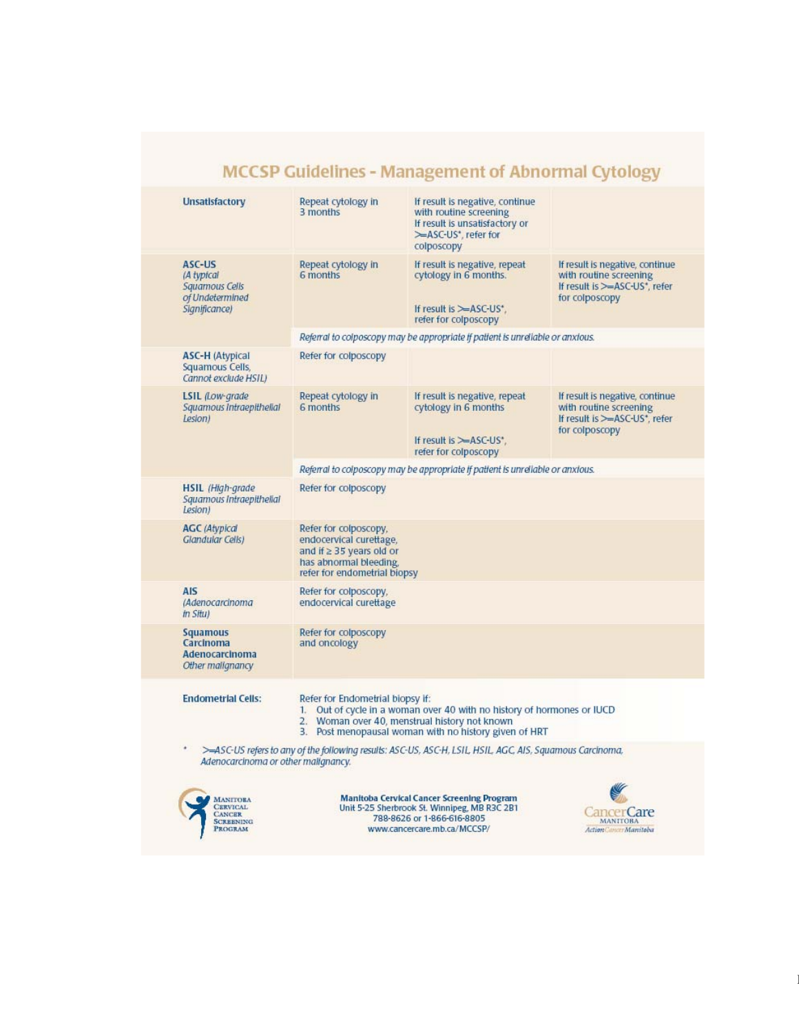# MCCSP Guidelines - Management of Abnormal Cytology

| | | | |
|---|---|---|---|
| **Unsatisfactory** | Repeat cytology in 3 months | If result is negative, continue with routine screening<br>If result is unsatisfactory or >=ASC-US*, refer for colposcopy | |
| **ASC-US** *(A typical Squamous Cells of Undetermined Significance)* | Repeat cytology in 6 months | If result is negative, repeat cytology in 6 months.<br><br>If result is >=ASC-US*, refer for colposcopy | If result is negative, continue with routine screening<br>If result is >=ASC-US*, refer for colposcopy |
| | *Referral to colposcopy may be appropriate if patient is unreliable or anxious.* | | |
| **ASC-H** (Atypical Squamous Cells, *Cannot exclude HSIL)* | Refer for colposcopy | | |
| **LSIL** *(Low-grade Squamous Intraepithelial Lesion)* | Repeat cytology in 6 months | If result is negative, repeat cytology in 6 months<br><br>If result is >=ASC-US*, refer for colposcopy | If result is negative, continue with routine screening<br>If result is >=ASC-US*, refer for colposcopy |
| | *Referral to colposcopy may be appropriate if patient is unreliable or anxious.* | | |
| **HSIL** *(High-grade Squamous Intraepithelial Lesion)* | Refer for colposcopy | | |
| **AGC** *(Atypical Glandular Cells)* | Refer for colposcopy, endocervical curettage, and if ≥ 35 years old or has abnormal bleeding, refer for endometrial biopsy | | |
| **AIS** *(Adenocarcinoma in Situ)* | Refer for colposcopy, endocervical curettage | | |
| **Squamous Carcinoma Adenocarcinoma** *Other malignancy* | Refer for colposcopy and oncology | | |

**Endometrial Cells:**

Refer for Endometrial biopsy if:

1. Out of cycle in a woman over 40 with no history of hormones or IUCD
2. Woman over 40, menstrual history not known
3. Post menopausal woman with no history given of HRT

\* *>=ASC-US refers to any of the following results: ASC-US, ASC-H, LSIL, HSIL, AGC, AIS, Squamous Carcinoma, Adenocarcinoma or other malignancy.*

Manitoba Cervical Cancer Screening Program

**Manitoba Cervical Cancer Screening Program**
Unit 5-25 Sherbrook St. Winnipeg, MB R3C 2B1
788-8626 or 1-866-616-8805
www.cancercare.mb.ca/MCCSP/

CancerCare Manitoba
Action Cancer Manitoba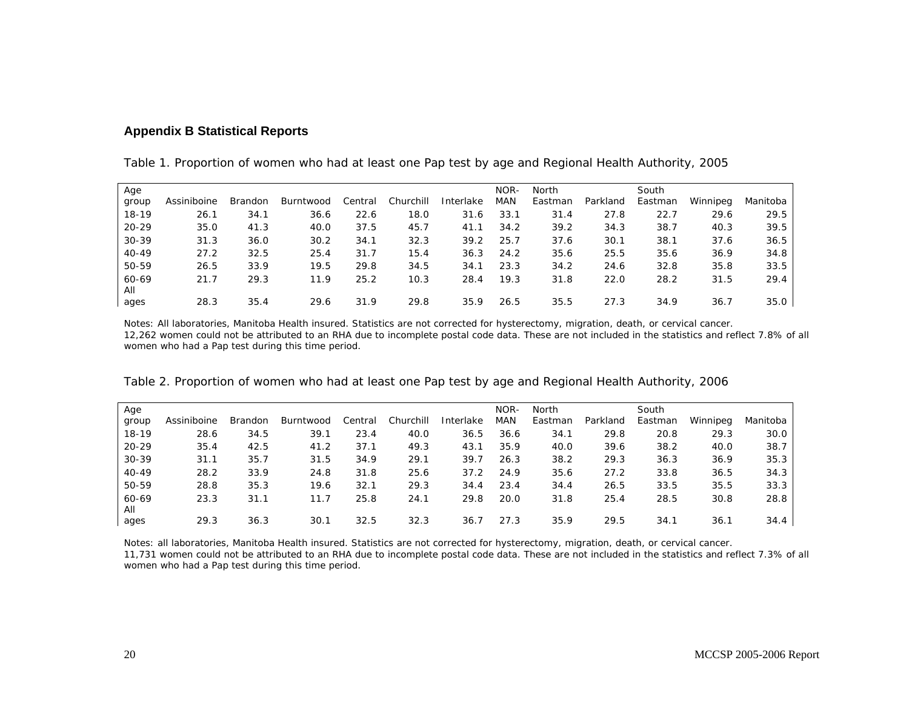## Appendix B Statistical Reports

Table 1. Proportion of women who had at least one Pap test by age and Regional Health Authority, 2005

| Age group | Assiniboine | Brandon | Burntwood | Central | Churchill | Interlake | NOR-MAN | North Eastman | Parkland | South Eastman | Winnipeg | Manitoba |
|---|---|---|---|---|---|---|---|---|---|---|---|---|
| 18-19 | 26.1 | 34.1 | 36.6 | 22.6 | 18.0 | 31.6 | 33.1 | 31.4 | 27.8 | 22.7 | 29.6 | 29.5 |
| 20-29 | 35.0 | 41.3 | 40.0 | 37.5 | 45.7 | 41.1 | 34.2 | 39.2 | 34.3 | 38.7 | 40.3 | 39.5 |
| 30-39 | 31.3 | 36.0 | 30.2 | 34.1 | 32.3 | 39.2 | 25.7 | 37.6 | 30.1 | 38.1 | 37.6 | 36.5 |
| 40-49 | 27.2 | 32.5 | 25.4 | 31.7 | 15.4 | 36.3 | 24.2 | 35.6 | 25.5 | 35.6 | 36.9 | 34.8 |
| 50-59 | 26.5 | 33.9 | 19.5 | 29.8 | 34.5 | 34.1 | 23.3 | 34.2 | 24.6 | 32.8 | 35.8 | 33.5 |
| 60-69 | 21.7 | 29.3 | 11.9 | 25.2 | 10.3 | 28.4 | 19.3 | 31.8 | 22.0 | 28.2 | 31.5 | 29.4 |
| All ages | 28.3 | 35.4 | 29.6 | 31.9 | 29.8 | 35.9 | 26.5 | 35.5 | 27.3 | 34.9 | 36.7 | 35.0 |

Notes: All laboratories, Manitoba Health insured. Statistics are not corrected for hysterectomy, migration, death, or cervical cancer.
12,262 women could not be attributed to an RHA due to incomplete postal code data. These are not included in the statistics and reflect 7.8% of all women who had a Pap test during this time period.

Table 2. Proportion of women who had at least one Pap test by age and Regional Health Authority, 2006

| Age group | Assiniboine | Brandon | Burntwood | Central | Churchill | Interlake | NOR-MAN | North Eastman | Parkland | South Eastman | Winnipeg | Manitoba |
|---|---|---|---|---|---|---|---|---|---|---|---|---|
| 18-19 | 28.6 | 34.5 | 39.1 | 23.4 | 40.0 | 36.5 | 36.6 | 34.1 | 29.8 | 20.8 | 29.3 | 30.0 |
| 20-29 | 35.4 | 42.5 | 41.2 | 37.1 | 49.3 | 43.1 | 35.9 | 40.0 | 39.6 | 38.2 | 40.0 | 38.7 |
| 30-39 | 31.1 | 35.7 | 31.5 | 34.9 | 29.1 | 39.7 | 26.3 | 38.2 | 29.3 | 36.3 | 36.9 | 35.3 |
| 40-49 | 28.2 | 33.9 | 24.8 | 31.8 | 25.6 | 37.2 | 24.9 | 35.6 | 27.2 | 33.8 | 36.5 | 34.3 |
| 50-59 | 28.8 | 35.3 | 19.6 | 32.1 | 29.3 | 34.4 | 23.4 | 34.4 | 26.5 | 33.5 | 35.5 | 33.3 |
| 60-69 | 23.3 | 31.1 | 11.7 | 25.8 | 24.1 | 29.8 | 20.0 | 31.8 | 25.4 | 28.5 | 30.8 | 28.8 |
| All ages | 29.3 | 36.3 | 30.1 | 32.5 | 32.3 | 36.7 | 27.3 | 35.9 | 29.5 | 34.1 | 36.1 | 34.4 |

Notes: all laboratories, Manitoba Health insured. Statistics are not corrected for hysterectomy, migration, death, or cervical cancer.
11,731 women could not be attributed to an RHA due to incomplete postal code data. These are not included in the statistics and reflect 7.3% of all women who had a Pap test during this time period.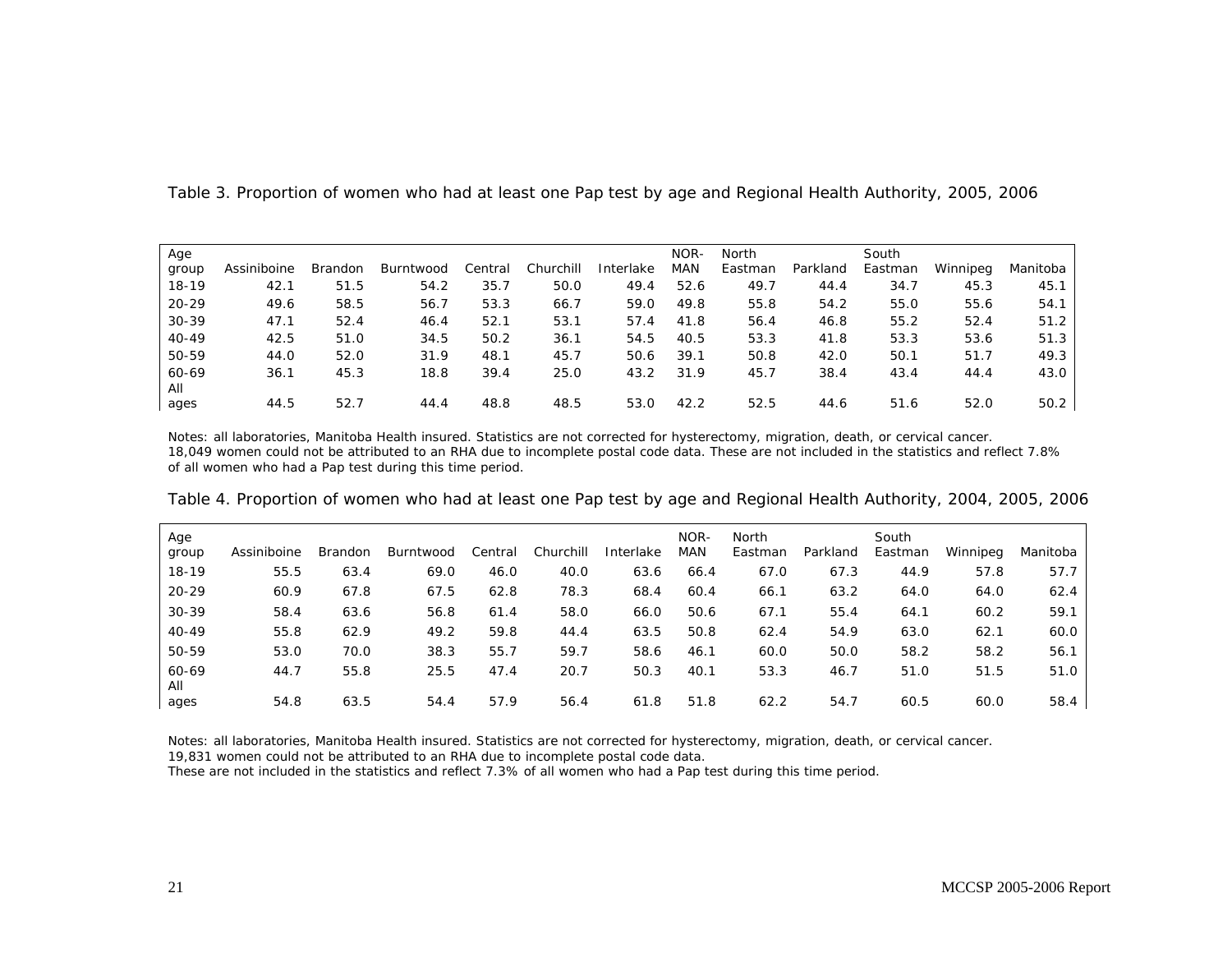Table 3. Proportion of women who had at least one Pap test by age and Regional Health Authority, 2005, 2006

| Age group | Assiniboine | Brandon | Burntwood | Central | Churchill | Interlake | NOR-MAN | North Eastman | Parkland | South Eastman | Winnipeg | Manitoba |
|---|---|---|---|---|---|---|---|---|---|---|---|---|
| 18-19 | 42.1 | 51.5 | 54.2 | 35.7 | 50.0 | 49.4 | 52.6 | 49.7 | 44.4 | 34.7 | 45.3 | 45.1 |
| 20-29 | 49.6 | 58.5 | 56.7 | 53.3 | 66.7 | 59.0 | 49.8 | 55.8 | 54.2 | 55.0 | 55.6 | 54.1 |
| 30-39 | 47.1 | 52.4 | 46.4 | 52.1 | 53.1 | 57.4 | 41.8 | 56.4 | 46.8 | 55.2 | 52.4 | 51.2 |
| 40-49 | 42.5 | 51.0 | 34.5 | 50.2 | 36.1 | 54.5 | 40.5 | 53.3 | 41.8 | 53.3 | 53.6 | 51.3 |
| 50-59 | 44.0 | 52.0 | 31.9 | 48.1 | 45.7 | 50.6 | 39.1 | 50.8 | 42.0 | 50.1 | 51.7 | 49.3 |
| 60-69 | 36.1 | 45.3 | 18.8 | 39.4 | 25.0 | 43.2 | 31.9 | 45.7 | 38.4 | 43.4 | 44.4 | 43.0 |
| All ages | 44.5 | 52.7 | 44.4 | 48.8 | 48.5 | 53.0 | 42.2 | 52.5 | 44.6 | 51.6 | 52.0 | 50.2 |

Notes: all laboratories, Manitoba Health insured. Statistics are not corrected for hysterectomy, migration, death, or cervical cancer. 18,049 women could not be attributed to an RHA due to incomplete postal code data. These are not included in the statistics and reflect 7.8% of all women who had a Pap test during this time period.

Table 4. Proportion of women who had at least one Pap test by age and Regional Health Authority, 2004, 2005, 2006

| Age group | Assiniboine | Brandon | Burntwood | Central | Churchill | Interlake | NOR-MAN | North Eastman | Parkland | South Eastman | Winnipeg | Manitoba |
|---|---|---|---|---|---|---|---|---|---|---|---|---|
| 18-19 | 55.5 | 63.4 | 69.0 | 46.0 | 40.0 | 63.6 | 66.4 | 67.0 | 67.3 | 44.9 | 57.8 | 57.7 |
| 20-29 | 60.9 | 67.8 | 67.5 | 62.8 | 78.3 | 68.4 | 60.4 | 66.1 | 63.2 | 64.0 | 64.0 | 62.4 |
| 30-39 | 58.4 | 63.6 | 56.8 | 61.4 | 58.0 | 66.0 | 50.6 | 67.1 | 55.4 | 64.1 | 60.2 | 59.1 |
| 40-49 | 55.8 | 62.9 | 49.2 | 59.8 | 44.4 | 63.5 | 50.8 | 62.4 | 54.9 | 63.0 | 62.1 | 60.0 |
| 50-59 | 53.0 | 70.0 | 38.3 | 55.7 | 59.7 | 58.6 | 46.1 | 60.0 | 50.0 | 58.2 | 58.2 | 56.1 |
| 60-69 | 44.7 | 55.8 | 25.5 | 47.4 | 20.7 | 50.3 | 40.1 | 53.3 | 46.7 | 51.0 | 51.5 | 51.0 |
| All ages | 54.8 | 63.5 | 54.4 | 57.9 | 56.4 | 61.8 | 51.8 | 62.2 | 54.7 | 60.5 | 60.0 | 58.4 |

Notes: all laboratories, Manitoba Health insured. Statistics are not corrected for hysterectomy, migration, death, or cervical cancer.
19,831 women could not be attributed to an RHA due to incomplete postal code data.
These are not included in the statistics and reflect 7.3% of all women who had a Pap test during this time period.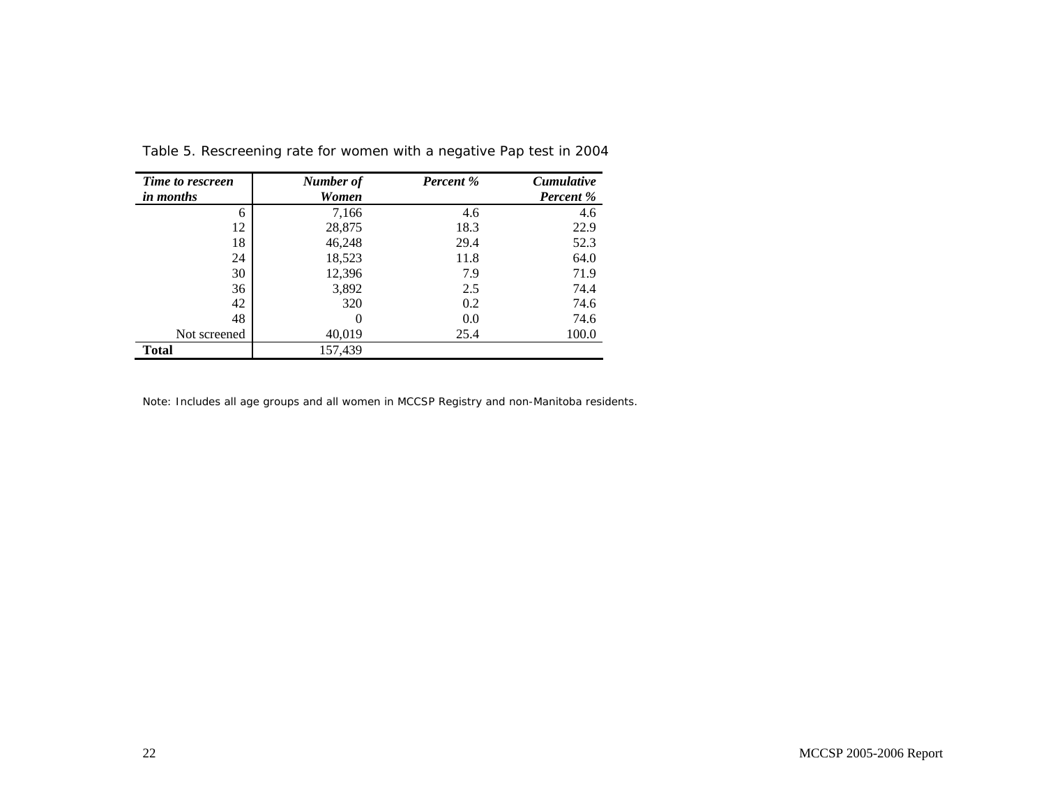Table 5. Rescreening rate for women with a negative Pap test in 2004

| *Time to rescreen in months* | *Number of Women* | *Percent %* | *Cumulative Percent %* |
|---|---|---|---|
| 6 | 7,166 | 4.6 | 4.6 |
| 12 | 28,875 | 18.3 | 22.9 |
| 18 | 46,248 | 29.4 | 52.3 |
| 24 | 18,523 | 11.8 | 64.0 |
| 30 | 12,396 | 7.9 | 71.9 |
| 36 | 3,892 | 2.5 | 74.4 |
| 42 | 320 | 0.2 | 74.6 |
| 48 | 0 | 0.0 | 74.6 |
| Not screened | 40,019 | 25.4 | 100.0 |
| **Total** | 157,439 | | |

Note: Includes all age groups and all women in MCCSP Registry and non-Manitoba residents.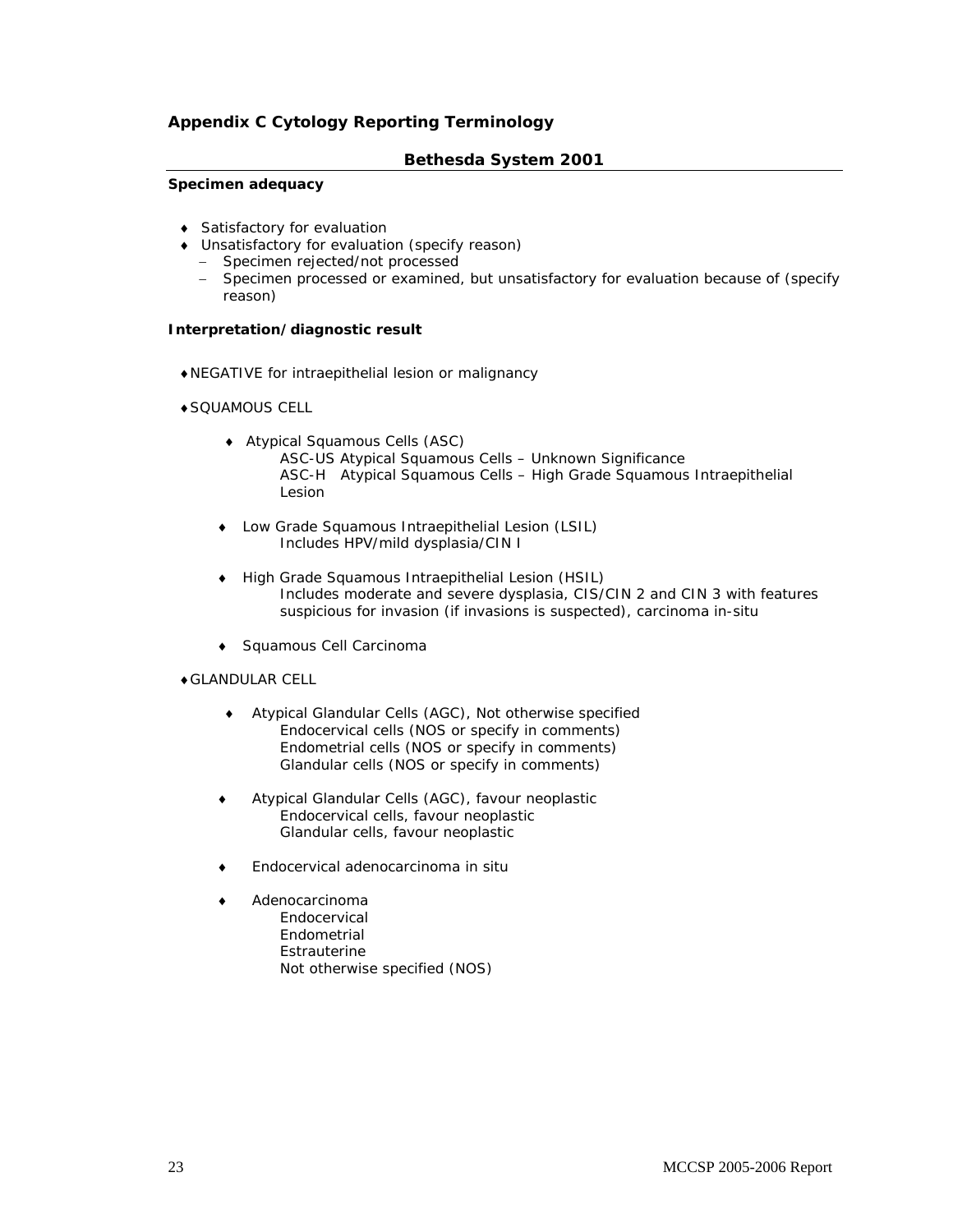## Appendix C Cytology Reporting Terminology

### Bethesda System 2001

**Specimen adequacy**

- Satisfactory for evaluation
- Unsatisfactory for evaluation (specify reason)
  - Specimen rejected/not processed
  - Specimen processed or examined, but unsatisfactory for evaluation because of (specify reason)

**Interpretation/diagnostic result**

- NEGATIVE for intraepithelial lesion or malignancy

- SQUAMOUS CELL

  - Atypical Squamous Cells (ASC)
    ASC-US Atypical Squamous Cells – Unknown Significance
    ASC-H Atypical Squamous Cells – High Grade Squamous Intraepithelial Lesion

  - Low Grade Squamous Intraepithelial Lesion (LSIL)
    Includes HPV/mild dysplasia/CIN I

  - High Grade Squamous Intraepithelial Lesion (HSIL)
    Includes moderate and severe dysplasia, CIS/CIN 2 and CIN 3 with features suspicious for invasion (if invasions is suspected), carcinoma in-situ

  - Squamous Cell Carcinoma

- GLANDULAR CELL

  - Atypical Glandular Cells (AGC), Not otherwise specified
    Endocervical cells (NOS or specify in comments)
    Endometrial cells (NOS or specify in comments)
    Glandular cells (NOS or specify in comments)

  - Atypical Glandular Cells (AGC), favour neoplastic
    Endocervical cells, favour neoplastic
    Glandular cells, favour neoplastic

  - Endocervical adenocarcinoma in situ

  - Adenocarcinoma
    Endocervical
    Endometrial
    Estrauterine
    Not otherwise specified (NOS)